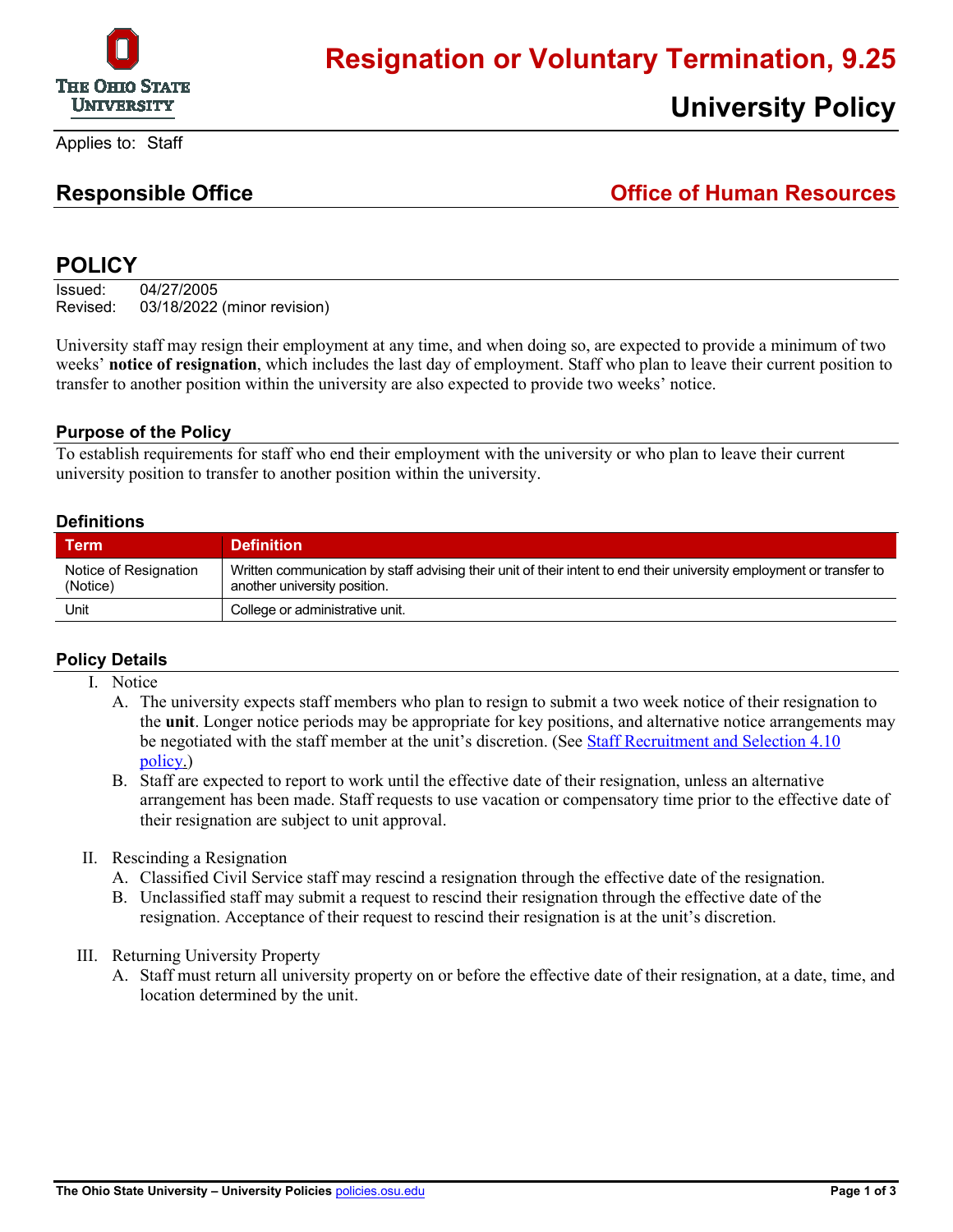# Resignation or Voluntary Termination, 9.25

## University Policy

Applies to: Staff

## Responsible Office — Office of Human Resources

## POLICY

Issued: 04/27/2005
Revised: 03/18/2022 (minor revision)

University staff may resign their employment at any time, and when doing so, are expected to provide a minimum of two weeks' **notice of resignation**, which includes the last day of employment. Staff who plan to leave their current position to transfer to another position within the university are also expected to provide two weeks' notice.

### Purpose of the Policy

To establish requirements for staff who end their employment with the university or who plan to leave their current university position to transfer to another position within the university.

### Definitions

| Term | Definition |
|---|---|
| Notice of Resignation (Notice) | Written communication by staff advising their unit of their intent to end their university employment or transfer to another university position. |
| Unit | College or administrative unit. |

### Policy Details

I. Notice
   A. The university expects staff members who plan to resign to submit a two week notice of their resignation to the **unit**. Longer notice periods may be appropriate for key positions, and alternative notice arrangements may be negotiated with the staff member at the unit's discretion. (See Staff Recruitment and Selection 4.10 policy.)
   B. Staff are expected to report to work until the effective date of their resignation, unless an alternative arrangement has been made. Staff requests to use vacation or compensatory time prior to the effective date of their resignation are subject to unit approval.

II. Rescinding a Resignation
   A. Classified Civil Service staff may rescind a resignation through the effective date of the resignation.
   B. Unclassified staff may submit a request to rescind their resignation through the effective date of the resignation. Acceptance of their request to rescind their resignation is at the unit's discretion.

III. Returning University Property
   A. Staff must return all university property on or before the effective date of their resignation, at a date, time, and location determined by the unit.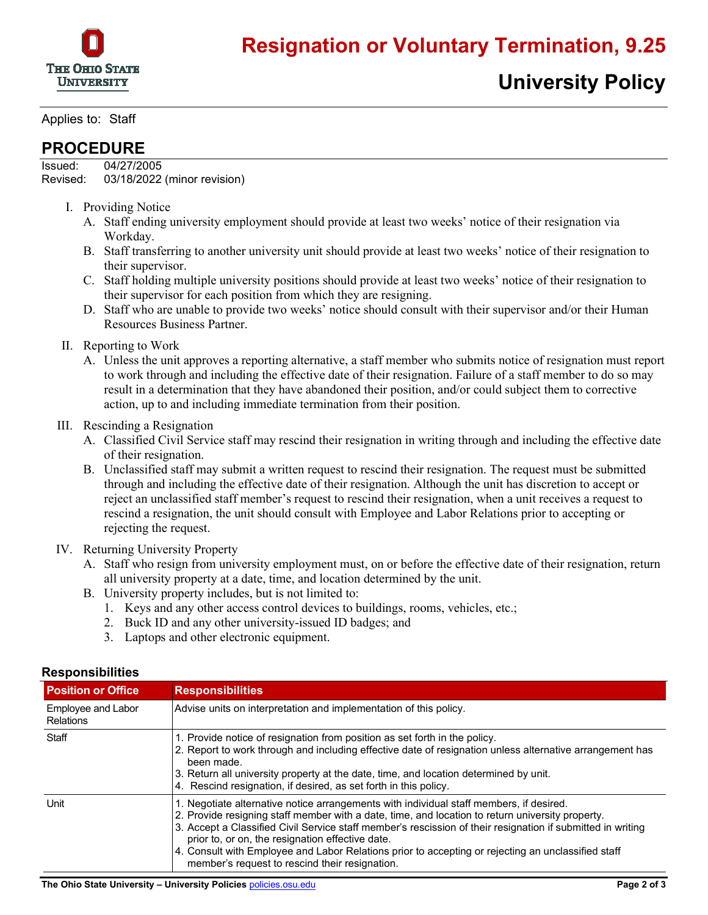# Resignation or Voluntary Termination, 9.25

# University Policy

Applies to: Staff

## PROCEDURE

Issued: 04/27/2005
Revised: 03/18/2022 (minor revision)

I. Providing Notice
   A. Staff ending university employment should provide at least two weeks' notice of their resignation via Workday.
   B. Staff transferring to another university unit should provide at least two weeks' notice of their resignation to their supervisor.
   C. Staff holding multiple university positions should provide at least two weeks' notice of their resignation to their supervisor for each position from which they are resigning.
   D. Staff who are unable to provide two weeks' notice should consult with their supervisor and/or their Human Resources Business Partner.

II. Reporting to Work
   A. Unless the unit approves a reporting alternative, a staff member who submits notice of resignation must report to work through and including the effective date of their resignation. Failure of a staff member to do so may result in a determination that they have abandoned their position, and/or could subject them to corrective action, up to and including immediate termination from their position.

III. Rescinding a Resignation
   A. Classified Civil Service staff may rescind their resignation in writing through and including the effective date of their resignation.
   B. Unclassified staff may submit a written request to rescind their resignation. The request must be submitted through and including the effective date of their resignation. Although the unit has discretion to accept or reject an unclassified staff member's request to rescind their resignation, when a unit receives a request to rescind a resignation, the unit should consult with Employee and Labor Relations prior to accepting or rejecting the request.

IV. Returning University Property
   A. Staff who resign from university employment must, on or before the effective date of their resignation, return all university property at a date, time, and location determined by the unit.
   B. University property includes, but is not limited to:
      1. Keys and any other access control devices to buildings, rooms, vehicles, etc.;
      2. Buck ID and any other university-issued ID badges; and
      3. Laptops and other electronic equipment.

### Responsibilities

| Position or Office | Responsibilities |
|---|---|
| Employee and Labor Relations | Advise units on interpretation and implementation of this policy. |
| Staff | 1. Provide notice of resignation from position as set forth in the policy.<br>2. Report to work through and including effective date of resignation unless alternative arrangement has been made.<br>3. Return all university property at the date, time, and location determined by unit.<br>4. Rescind resignation, if desired, as set forth in this policy. |
| Unit | 1. Negotiate alternative notice arrangements with individual staff members, if desired.<br>2. Provide resigning staff member with a date, time, and location to return university property.<br>3. Accept a Classified Civil Service staff member's rescission of their resignation if submitted in writing prior to, or on, the resignation effective date.<br>4. Consult with Employee and Labor Relations prior to accepting or rejecting an unclassified staff member's request to rescind their resignation. |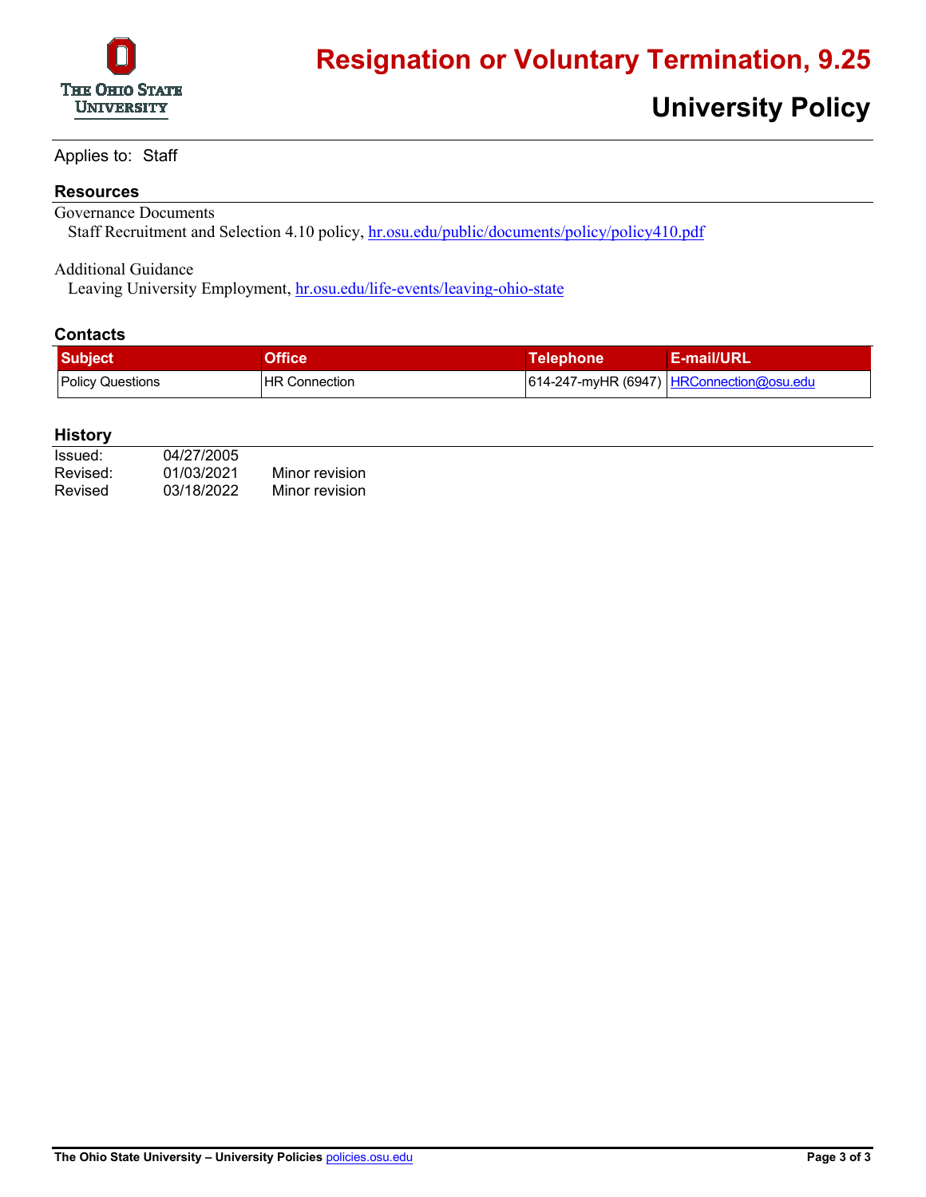# Resignation or Voluntary Termination, 9.25

## University Policy

Applies to: Staff

### Resources

Governance Documents

Staff Recruitment and Selection 4.10 policy, [hr.osu.edu/public/documents/policy/policy410.pdf](hr.osu.edu/public/documents/policy/policy410.pdf)

Additional Guidance

Leaving University Employment, [hr.osu.edu/life-events/leaving-ohio-state](hr.osu.edu/life-events/leaving-ohio-state)

### Contacts

| Subject | Office | Telephone | E-mail/URL |
|---|---|---|---|
| Policy Questions | HR Connection | 614-247-myHR (6947) | [HRConnection@osu.edu](mailto:HRConnection@osu.edu) |

### History

| | | |
|---|---|---|
| Issued: | 04/27/2005 | |
| Revised: | 01/03/2021 | Minor revision |
| Revised | 03/18/2022 | Minor revision |